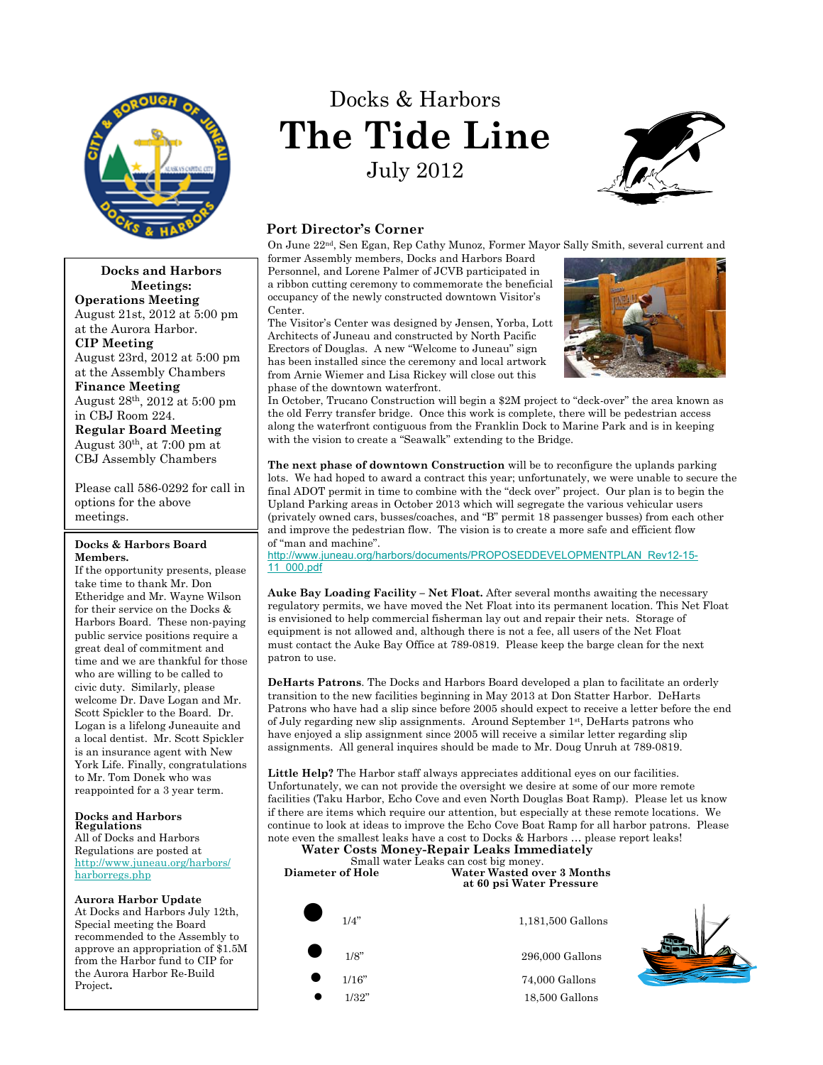# Docks & Harbors
# The Tide Line
July 2012

## Port Director's Corner

On June 22nd, Sen Egan, Rep Cathy Munoz, Former Mayor Sally Smith, several current and former Assembly members, Docks and Harbors Board Personnel, and Lorene Palmer of JCVB participated in a ribbon cutting ceremony to commemorate the beneficial occupancy of the newly constructed downtown Visitor's Center.

The Visitor's Center was designed by Jensen, Yorba, Lott Architects of Juneau and constructed by North Pacific Erectors of Douglas. A new "Welcome to Juneau" sign has been installed since the ceremony and local artwork from Arnie Wiemer and Lisa Rickey will close out this phase of the downtown waterfront.

In October, Trucano Construction will begin a $2M project to "deck-over" the area known as the old Ferry transfer bridge. Once this work is complete, there will be pedestrian access along the waterfront contiguous from the Franklin Dock to Marine Park and is in keeping with the vision to create a "Seawalk" extending to the Bridge.

**The next phase of downtown Construction** will be to reconfigure the uplands parking lots. We had hoped to award a contract this year; unfortunately, we were unable to secure the final ADOT permit in time to combine with the "deck over" project. Our plan is to begin the Upland Parking areas in October 2013 which will segregate the various vehicular users (privately owned cars, busses/coaches, and "B" permit 18 passenger busses) from each other and improve the pedestrian flow. The vision is to create a more safe and efficient flow of "man and machine".
http://www.juneau.org/harbors/documents/PROPOSEDDEVELOPMENTPLAN_Rev12-15-11_000.pdf

**Auke Bay Loading Facility – Net Float.** After several months awaiting the necessary regulatory permits, we have moved the Net Float into its permanent location. This Net Float is envisioned to help commercial fisherman lay out and repair their nets. Storage of equipment is not allowed and, although there is not a fee, all users of the Net Float must contact the Auke Bay Office at 789-0819. Please keep the barge clean for the next patron to use.

**DeHarts Patrons**. The Docks and Harbors Board developed a plan to facilitate an orderly transition to the new facilities beginning in May 2013 at Don Statter Harbor. DeHarts Patrons who have had a slip since before 2005 should expect to receive a letter before the end of July regarding new slip assignments. Around September 1st, DeHarts patrons who have enjoyed a slip assignment since 2005 will receive a similar letter regarding slip assignments. All general inquires should be made to Mr. Doug Unruh at 789-0819.

**Little Help?** The Harbor staff always appreciates additional eyes on our facilities. Unfortunately, we can not provide the oversight we desire at some of our more remote facilities (Taku Harbor, Echo Cove and even North Douglas Boat Ramp). Please let us know if there are items which require our attention, but especially at these remote locations. We continue to look at ideas to improve the Echo Cove Boat Ramp for all harbor patrons. Please note even the smallest leaks have a cost to Docks & Harbors … please report leaks!

### Water Costs Money-Repair Leaks Immediately

Small water Leaks can cost big money.

| Diameter of Hole | Water Wasted over 3 Months at 60 psi Water Pressure |
|---|---|
| 1/4" | 1,181,500 Gallons |
| 1/8" | 296,000 Gallons |
| 1/16" | 74,000 Gallons |
| 1/32" | 18,500 Gallons |

---

**Docks and Harbors Meetings:**

**Operations Meeting**
August 21st, 2012 at 5:00 pm at the Aurora Harbor.

**CIP Meeting**
August 23rd, 2012 at 5:00 pm at the Assembly Chambers

**Finance Meeting**
August 28th, 2012 at 5:00 pm in CBJ Room 224.

**Regular Board Meeting**
August 30th, at 7:00 pm at CBJ Assembly Chambers

Please call 586-0292 for call in options for the above meetings.

**Docks & Harbors Board Members.**
If the opportunity presents, please take time to thank Mr. Don Etheridge and Mr. Wayne Wilson for their service on the Docks & Harbors Board. These non-paying public service positions require a great deal of commitment and time and we are thankful for those who are willing to be called to civic duty. Similarly, please welcome Dr. Dave Logan and Mr. Scott Spickler to the Board. Dr. Logan is a lifelong Juneauite and a local dentist. Mr. Scott Spickler is an insurance agent with New York Life. Finally, congratulations to Mr. Tom Donek who was reappointed for a 3 year term.

**Docks and Harbors Regulations**
All of Docks and Harbors Regulations are posted at http://www.juneau.org/harbors/harborregs.php

**Aurora Harbor Update**
At Docks and Harbors July 12th, Special meeting the Board recommended to the Assembly to approve an appropriation of $1.5M from the Harbor fund to CIP for the Aurora Harbor Re-Build Project.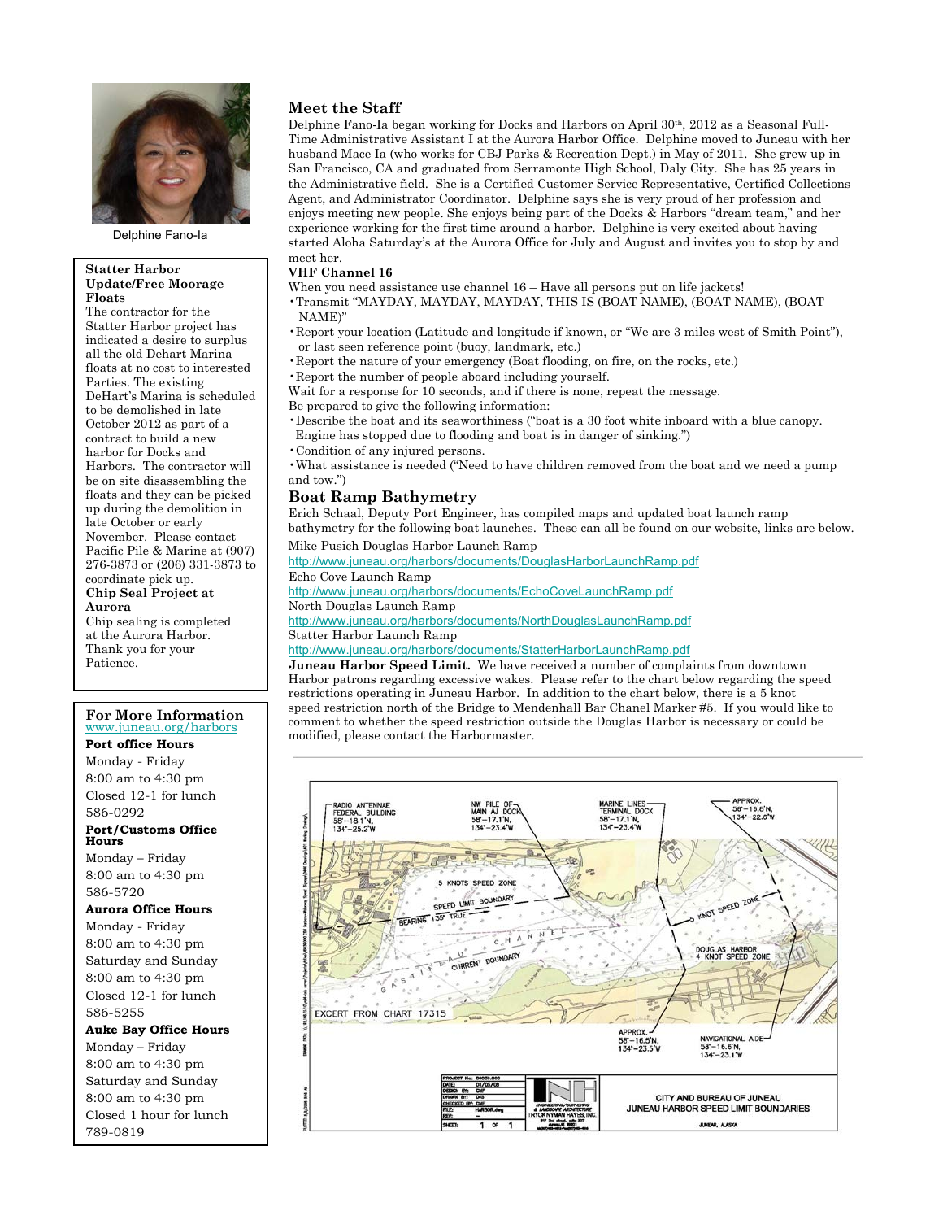Delphine Fano-Ia

## Meet the Staff

Delphine Fano-Ia began working for Docks and Harbors on April 30th, 2012 as a Seasonal Full-Time Administrative Assistant I at the Aurora Harbor Office. Delphine moved to Juneau with her husband Mace Ia (who works for CBJ Parks & Recreation Dept.) in May of 2011. She grew up in San Francisco, CA and graduated from Serramonte High School, Daly City. She has 25 years in the Administrative field. She is a Certified Customer Service Representative, Certified Collections Agent, and Administrator Coordinator. Delphine says she is very proud of her profession and enjoys meeting new people. She enjoys being part of the Docks & Harbors "dream team," and her experience working for the first time around a harbor. Delphine is very excited about having started Aloha Saturday's at the Aurora Office for July and August and invites you to stop by and meet her.

**VHF Channel 16**

When you need assistance use channel 16 – Have all persons put on life jackets!

- Transmit "MAYDAY, MAYDAY, MAYDAY, THIS IS (BOAT NAME), (BOAT NAME), (BOAT NAME)"
- Report your location (Latitude and longitude if known, or "We are 3 miles west of Smith Point"), or last seen reference point (buoy, landmark, etc.)
- Report the nature of your emergency (Boat flooding, on fire, on the rocks, etc.)
- Report the number of people aboard including yourself.

Wait for a response for 10 seconds, and if there is none, repeat the message.

Be prepared to give the following information:

- Describe the boat and its seaworthiness ("boat is a 30 foot white inboard with a blue canopy. Engine has stopped due to flooding and boat is in danger of sinking.")
- Condition of any injured persons.
- What assistance is needed ("Need to have children removed from the boat and we need a pump and tow.")

## Boat Ramp Bathymetry

Erich Schaal, Deputy Port Engineer, has compiled maps and updated boat launch ramp bathymetry for the following boat launches. These can all be found on our website, links are below.

Mike Pusich Douglas Harbor Launch Ramp
http://www.juneau.org/harbors/documents/DouglasHarborLaunchRamp.pdf

Echo Cove Launch Ramp
http://www.juneau.org/harbors/documents/EchoCoveLaunchRamp.pdf

North Douglas Launch Ramp
http://www.juneau.org/harbors/documents/NorthDouglasLaunchRamp.pdf

Statter Harbor Launch Ramp
http://www.juneau.org/harbors/documents/StatterHarborLaunchRamp.pdf

**Juneau Harbor Speed Limit.** We have received a number of complaints from downtown Harbor patrons regarding excessive wakes. Please refer to the chart below regarding the speed restrictions operating in Juneau Harbor. In addition to the chart below, there is a 5 knot speed restriction north of the Bridge to Mendenhall Bar Chanel Marker #5. If you would like to comment to whether the speed restriction outside the Douglas Harbor is necessary or could be modified, please contact the Harbormaster.

RADIO ANTENNAE FEDERAL BUILDING 58°-18.1'N, 134°-25.2'W
NW PILE OF MAIN AJ DOCK 58°-17.1'N, 134°-23.4'W
MARINE LINES TERMINAL DOCK 58°-17.1'N, 134°-23.4'W
APPROX. 58°-16.8'N, 134°-22.6'W
5 KNOTS SPEED ZONE
SPEED LIMIT BOUNDARY
BEARING 135° TRUE
5 KNOT SPEED ZONE
CURRENT BOUNDARY
GASTINEAU CHANNEL
DOUGLAS HARBOR 4 KNOT SPEED ZONE
EXCERPT FROM CHART 17315
APPROX. 58°-16.5'N, 134°-23.5'W
NAVIGATIONAL AIDE 58°-16.6'N, 134°-23.1'W
PROJECT No: 08039.000
DATE: 01/05/09
SHEET: 1 OF 1
TRYCK NYMAN HAYES, INC.
CITY AND BUREAU OF JUNEAU
JUNEAU HARBOR SPEED LIMIT BOUNDARIES
JUNEAU, ALASKA

**Statter Harbor Update/Free Moorage Floats**

The contractor for the Statter Harbor project has indicated a desire to surplus all the old Dehart Marina floats at no cost to interested Parties. The existing DeHart's Marina is scheduled to be demolished in late October 2012 as part of a contract to build a new harbor for Docks and Harbors. The contractor will be on site disassembling the floats and they can be picked up during the demolition in late October or early November. Please contact Pacific Pile & Marine at (907) 276-3873 or (206) 331-3873 to coordinate pick up.

**Chip Seal Project at Aurora**

Chip sealing is completed at the Aurora Harbor. Thank you for your Patience.

**For More Information**
www.juneau.org/harbors

**Port office Hours**
Monday - Friday
8:00 am to 4:30 pm
Closed 12-1 for lunch
586-0292

**Port/Customs Office Hours**
Monday – Friday
8:00 am to 4:30 pm
586-5720

**Aurora Office Hours**
Monday - Friday
8:00 am to 4:30 pm
Saturday and Sunday
8:00 am to 4:30 pm
Closed 12-1 for lunch
586-5255

**Auke Bay Office Hours**
Monday – Friday
8:00 am to 4:30 pm
Saturday and Sunday
8:00 am to 4:30 pm
Closed 1 hour for lunch
789-0819